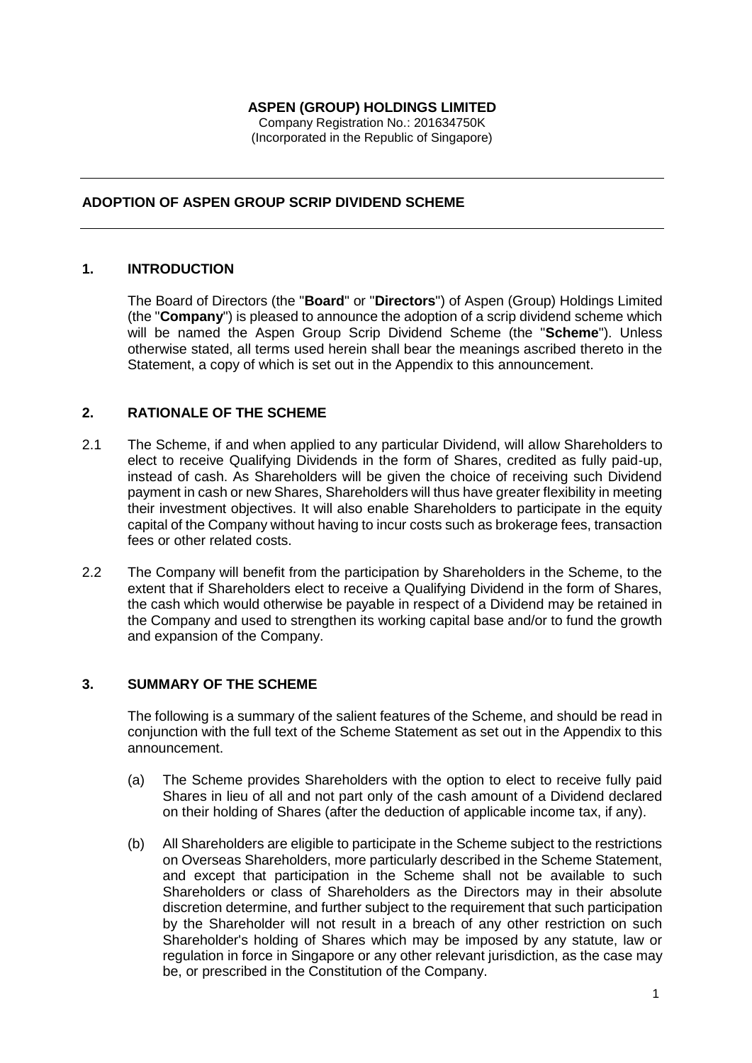**ASPEN (GROUP) HOLDINGS LIMITED**
Company Registration No.: 201634750K
(Incorporated in the Republic of Singapore)

---

**ADOPTION OF ASPEN GROUP SCRIP DIVIDEND SCHEME**

---

## 1. INTRODUCTION

The Board of Directors (the "**Board**" or "**Directors**") of Aspen (Group) Holdings Limited (the "**Company**") is pleased to announce the adoption of a scrip dividend scheme which will be named the Aspen Group Scrip Dividend Scheme (the "**Scheme**"). Unless otherwise stated, all terms used herein shall bear the meanings ascribed thereto in the Statement, a copy of which is set out in the Appendix to this announcement.

## 2. RATIONALE OF THE SCHEME

2.1 The Scheme, if and when applied to any particular Dividend, will allow Shareholders to elect to receive Qualifying Dividends in the form of Shares, credited as fully paid-up, instead of cash. As Shareholders will be given the choice of receiving such Dividend payment in cash or new Shares, Shareholders will thus have greater flexibility in meeting their investment objectives. It will also enable Shareholders to participate in the equity capital of the Company without having to incur costs such as brokerage fees, transaction fees or other related costs.

2.2 The Company will benefit from the participation by Shareholders in the Scheme, to the extent that if Shareholders elect to receive a Qualifying Dividend in the form of Shares, the cash which would otherwise be payable in respect of a Dividend may be retained in the Company and used to strengthen its working capital base and/or to fund the growth and expansion of the Company.

## 3. SUMMARY OF THE SCHEME

The following is a summary of the salient features of the Scheme, and should be read in conjunction with the full text of the Scheme Statement as set out in the Appendix to this announcement.

(a) The Scheme provides Shareholders with the option to elect to receive fully paid Shares in lieu of all and not part only of the cash amount of a Dividend declared on their holding of Shares (after the deduction of applicable income tax, if any).

(b) All Shareholders are eligible to participate in the Scheme subject to the restrictions on Overseas Shareholders, more particularly described in the Scheme Statement, and except that participation in the Scheme shall not be available to such Shareholders or class of Shareholders as the Directors may in their absolute discretion determine, and further subject to the requirement that such participation by the Shareholder will not result in a breach of any other restriction on such Shareholder's holding of Shares which may be imposed by any statute, law or regulation in force in Singapore or any other relevant jurisdiction, as the case may be, or prescribed in the Constitution of the Company.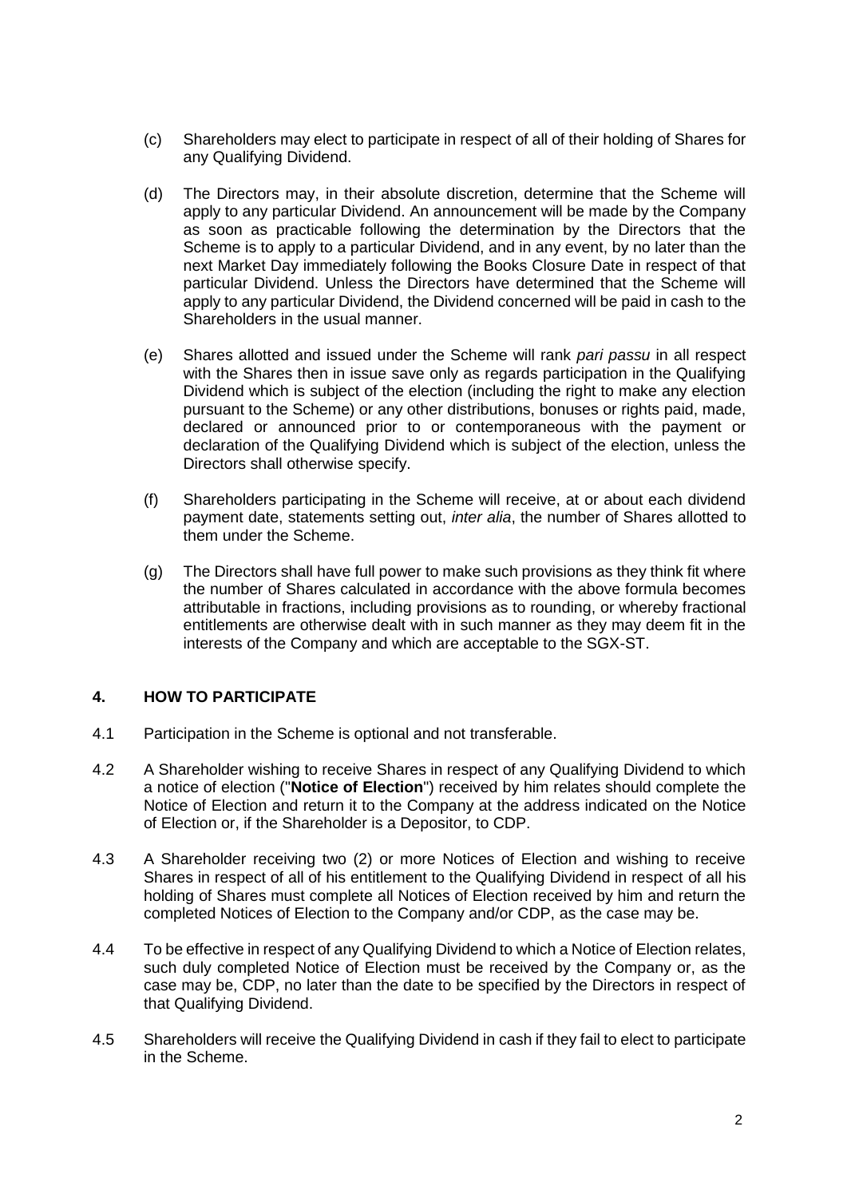(c) Shareholders may elect to participate in respect of all of their holding of Shares for any Qualifying Dividend.

(d) The Directors may, in their absolute discretion, determine that the Scheme will apply to any particular Dividend. An announcement will be made by the Company as soon as practicable following the determination by the Directors that the Scheme is to apply to a particular Dividend, and in any event, by no later than the next Market Day immediately following the Books Closure Date in respect of that particular Dividend. Unless the Directors have determined that the Scheme will apply to any particular Dividend, the Dividend concerned will be paid in cash to the Shareholders in the usual manner.

(e) Shares allotted and issued under the Scheme will rank *pari passu* in all respect with the Shares then in issue save only as regards participation in the Qualifying Dividend which is subject of the election (including the right to make any election pursuant to the Scheme) or any other distributions, bonuses or rights paid, made, declared or announced prior to or contemporaneous with the payment or declaration of the Qualifying Dividend which is subject of the election, unless the Directors shall otherwise specify.

(f) Shareholders participating in the Scheme will receive, at or about each dividend payment date, statements setting out, *inter alia*, the number of Shares allotted to them under the Scheme.

(g) The Directors shall have full power to make such provisions as they think fit where the number of Shares calculated in accordance with the above formula becomes attributable in fractions, including provisions as to rounding, or whereby fractional entitlements are otherwise dealt with in such manner as they may deem fit in the interests of the Company and which are acceptable to the SGX-ST.

## 4. HOW TO PARTICIPATE

4.1 Participation in the Scheme is optional and not transferable.

4.2 A Shareholder wishing to receive Shares in respect of any Qualifying Dividend to which a notice of election ("**Notice of Election**") received by him relates should complete the Notice of Election and return it to the Company at the address indicated on the Notice of Election or, if the Shareholder is a Depositor, to CDP.

4.3 A Shareholder receiving two (2) or more Notices of Election and wishing to receive Shares in respect of all of his entitlement to the Qualifying Dividend in respect of all his holding of Shares must complete all Notices of Election received by him and return the completed Notices of Election to the Company and/or CDP, as the case may be.

4.4 To be effective in respect of any Qualifying Dividend to which a Notice of Election relates, such duly completed Notice of Election must be received by the Company or, as the case may be, CDP, no later than the date to be specified by the Directors in respect of that Qualifying Dividend.

4.5 Shareholders will receive the Qualifying Dividend in cash if they fail to elect to participate in the Scheme.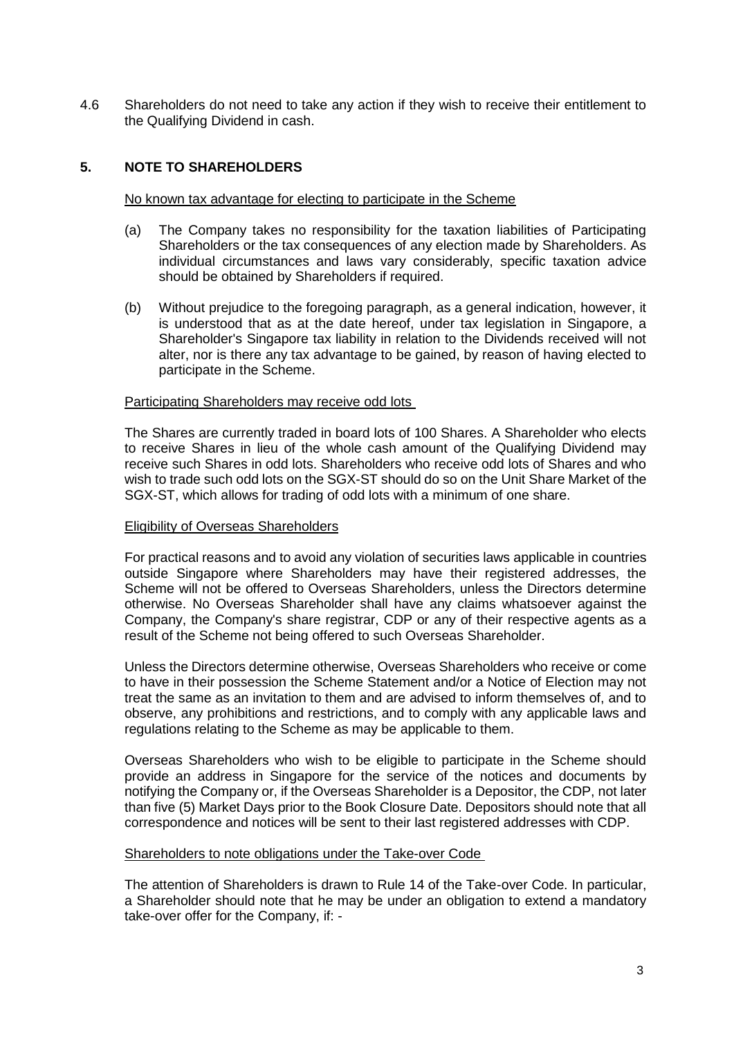4.6 Shareholders do not need to take any action if they wish to receive their entitlement to the Qualifying Dividend in cash.

## 5. NOTE TO SHAREHOLDERS

No known tax advantage for electing to participate in the Scheme

(a) The Company takes no responsibility for the taxation liabilities of Participating Shareholders or the tax consequences of any election made by Shareholders. As individual circumstances and laws vary considerably, specific taxation advice should be obtained by Shareholders if required.

(b) Without prejudice to the foregoing paragraph, as a general indication, however, it is understood that as at the date hereof, under tax legislation in Singapore, a Shareholder's Singapore tax liability in relation to the Dividends received will not alter, nor is there any tax advantage to be gained, by reason of having elected to participate in the Scheme.

Participating Shareholders may receive odd lots

The Shares are currently traded in board lots of 100 Shares. A Shareholder who elects to receive Shares in lieu of the whole cash amount of the Qualifying Dividend may receive such Shares in odd lots. Shareholders who receive odd lots of Shares and who wish to trade such odd lots on the SGX-ST should do so on the Unit Share Market of the SGX-ST, which allows for trading of odd lots with a minimum of one share.

Eligibility of Overseas Shareholders

For practical reasons and to avoid any violation of securities laws applicable in countries outside Singapore where Shareholders may have their registered addresses, the Scheme will not be offered to Overseas Shareholders, unless the Directors determine otherwise. No Overseas Shareholder shall have any claims whatsoever against the Company, the Company's share registrar, CDP or any of their respective agents as a result of the Scheme not being offered to such Overseas Shareholder.

Unless the Directors determine otherwise, Overseas Shareholders who receive or come to have in their possession the Scheme Statement and/or a Notice of Election may not treat the same as an invitation to them and are advised to inform themselves of, and to observe, any prohibitions and restrictions, and to comply with any applicable laws and regulations relating to the Scheme as may be applicable to them.

Overseas Shareholders who wish to be eligible to participate in the Scheme should provide an address in Singapore for the service of the notices and documents by notifying the Company or, if the Overseas Shareholder is a Depositor, the CDP, not later than five (5) Market Days prior to the Book Closure Date. Depositors should note that all correspondence and notices will be sent to their last registered addresses with CDP.

Shareholders to note obligations under the Take-over Code

The attention of Shareholders is drawn to Rule 14 of the Take-over Code. In particular, a Shareholder should note that he may be under an obligation to extend a mandatory take-over offer for the Company, if: -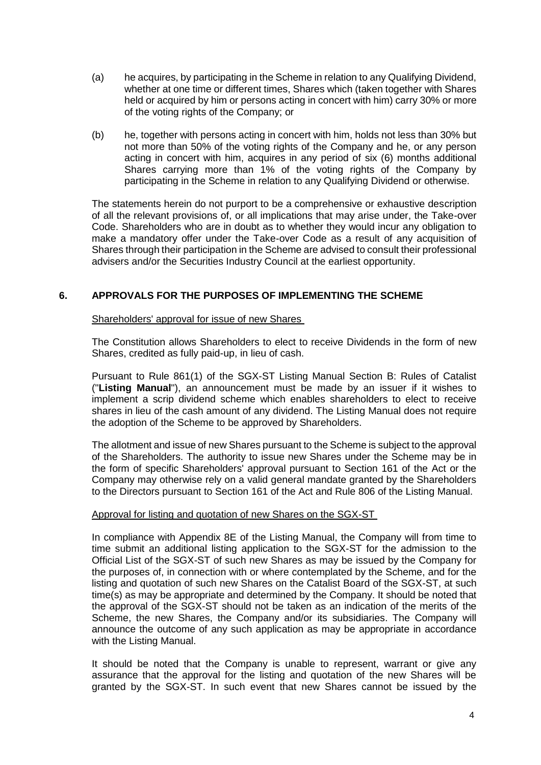(a) he acquires, by participating in the Scheme in relation to any Qualifying Dividend, whether at one time or different times, Shares which (taken together with Shares held or acquired by him or persons acting in concert with him) carry 30% or more of the voting rights of the Company; or

(b) he, together with persons acting in concert with him, holds not less than 30% but not more than 50% of the voting rights of the Company and he, or any person acting in concert with him, acquires in any period of six (6) months additional Shares carrying more than 1% of the voting rights of the Company by participating in the Scheme in relation to any Qualifying Dividend or otherwise.

The statements herein do not purport to be a comprehensive or exhaustive description of all the relevant provisions of, or all implications that may arise under, the Take-over Code. Shareholders who are in doubt as to whether they would incur any obligation to make a mandatory offer under the Take-over Code as a result of any acquisition of Shares through their participation in the Scheme are advised to consult their professional advisers and/or the Securities Industry Council at the earliest opportunity.

## 6. APPROVALS FOR THE PURPOSES OF IMPLEMENTING THE SCHEME

Shareholders' approval for issue of new Shares

The Constitution allows Shareholders to elect to receive Dividends in the form of new Shares, credited as fully paid-up, in lieu of cash.

Pursuant to Rule 861(1) of the SGX-ST Listing Manual Section B: Rules of Catalist ("**Listing Manual**"), an announcement must be made by an issuer if it wishes to implement a scrip dividend scheme which enables shareholders to elect to receive shares in lieu of the cash amount of any dividend. The Listing Manual does not require the adoption of the Scheme to be approved by Shareholders.

The allotment and issue of new Shares pursuant to the Scheme is subject to the approval of the Shareholders. The authority to issue new Shares under the Scheme may be in the form of specific Shareholders' approval pursuant to Section 161 of the Act or the Company may otherwise rely on a valid general mandate granted by the Shareholders to the Directors pursuant to Section 161 of the Act and Rule 806 of the Listing Manual.

Approval for listing and quotation of new Shares on the SGX-ST

In compliance with Appendix 8E of the Listing Manual, the Company will from time to time submit an additional listing application to the SGX-ST for the admission to the Official List of the SGX-ST of such new Shares as may be issued by the Company for the purposes of, in connection with or where contemplated by the Scheme, and for the listing and quotation of such new Shares on the Catalist Board of the SGX-ST, at such time(s) as may be appropriate and determined by the Company. It should be noted that the approval of the SGX-ST should not be taken as an indication of the merits of the Scheme, the new Shares, the Company and/or its subsidiaries. The Company will announce the outcome of any such application as may be appropriate in accordance with the Listing Manual.

It should be noted that the Company is unable to represent, warrant or give any assurance that the approval for the listing and quotation of the new Shares will be granted by the SGX-ST. In such event that new Shares cannot be issued by the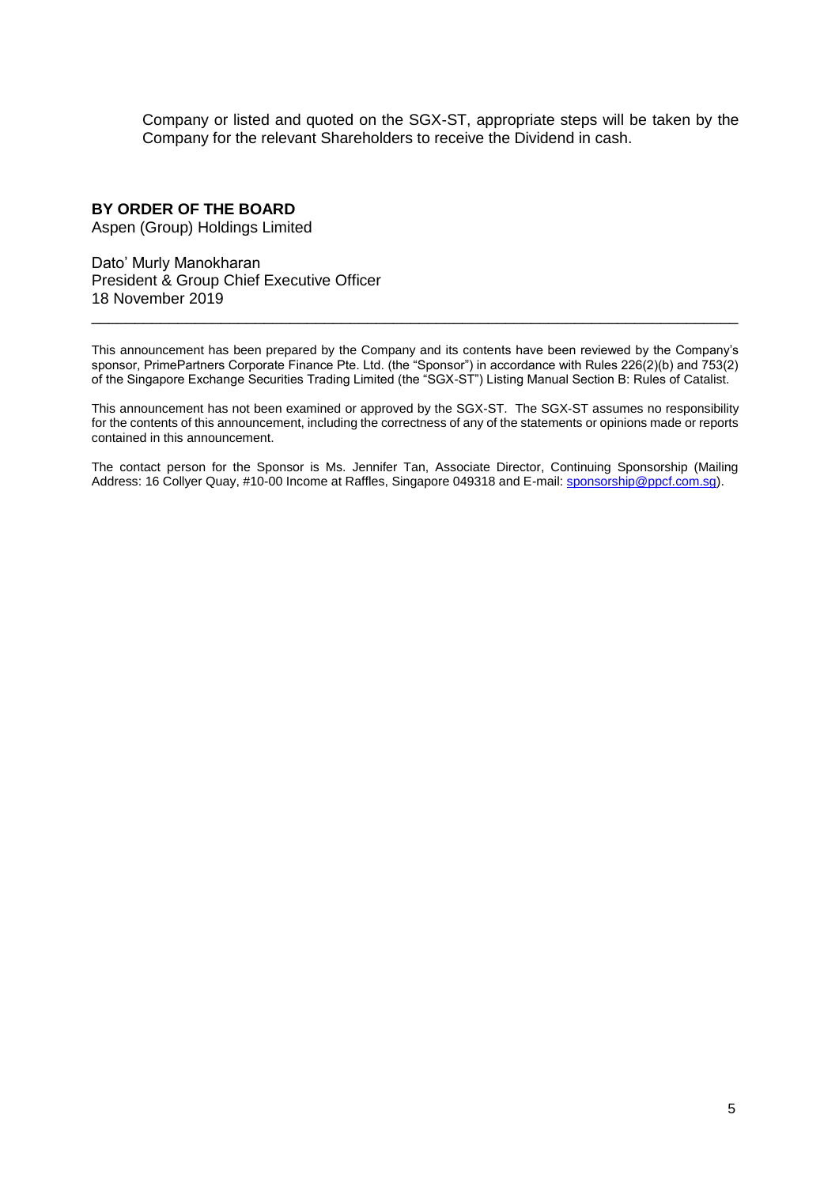Company or listed and quoted on the SGX-ST, appropriate steps will be taken by the Company for the relevant Shareholders to receive the Dividend in cash.

**BY ORDER OF THE BOARD**
Aspen (Group) Holdings Limited

Dato' Murly Manokharan
President & Group Chief Executive Officer
18 November 2019

---

This announcement has been prepared by the Company and its contents have been reviewed by the Company's sponsor, PrimePartners Corporate Finance Pte. Ltd. (the "Sponsor") in accordance with Rules 226(2)(b) and 753(2) of the Singapore Exchange Securities Trading Limited (the "SGX-ST") Listing Manual Section B: Rules of Catalist.

This announcement has not been examined or approved by the SGX-ST. The SGX-ST assumes no responsibility for the contents of this announcement, including the correctness of any of the statements or opinions made or reports contained in this announcement.

The contact person for the Sponsor is Ms. Jennifer Tan, Associate Director, Continuing Sponsorship (Mailing Address: 16 Collyer Quay, #10-00 Income at Raffles, Singapore 049318 and E-mail: sponsorship@ppcf.com.sg).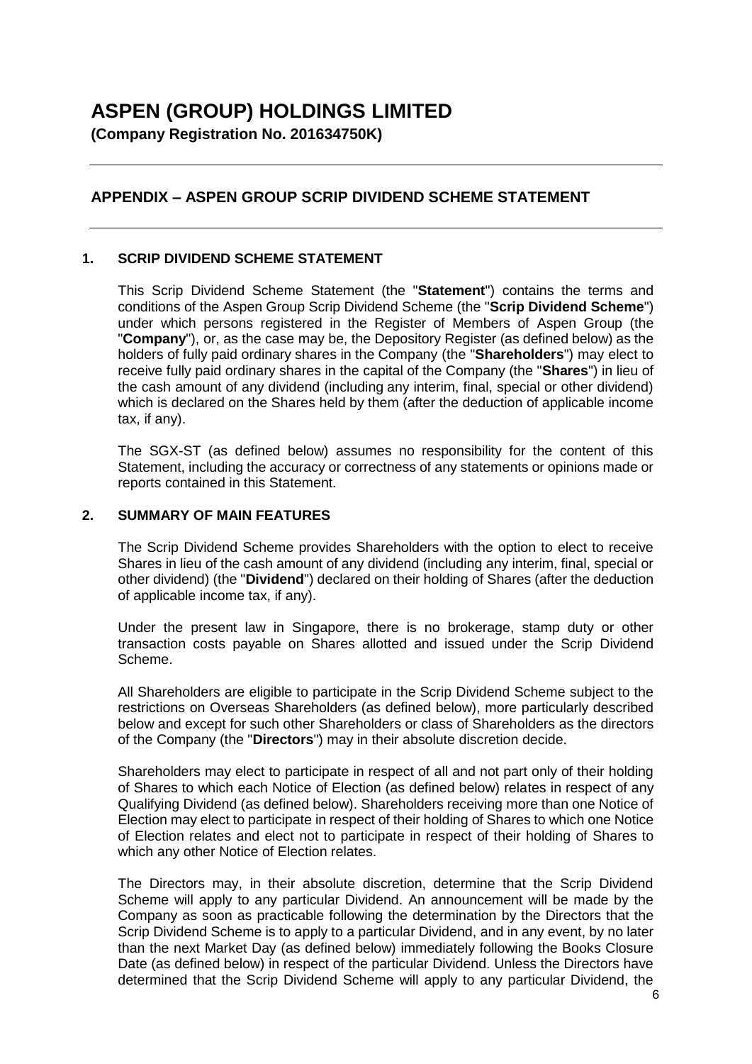# ASPEN (GROUP) HOLDINGS LIMITED

**(Company Registration No. 201634750K)**

## APPENDIX – ASPEN GROUP SCRIP DIVIDEND SCHEME STATEMENT

### 1. SCRIP DIVIDEND SCHEME STATEMENT

This Scrip Dividend Scheme Statement (the "**Statement**") contains the terms and conditions of the Aspen Group Scrip Dividend Scheme (the "**Scrip Dividend Scheme**") under which persons registered in the Register of Members of Aspen Group (the "**Company**"), or, as the case may be, the Depository Register (as defined below) as the holders of fully paid ordinary shares in the Company (the "**Shareholders**") may elect to receive fully paid ordinary shares in the capital of the Company (the "**Shares**") in lieu of the cash amount of any dividend (including any interim, final, special or other dividend) which is declared on the Shares held by them (after the deduction of applicable income tax, if any).

The SGX-ST (as defined below) assumes no responsibility for the content of this Statement, including the accuracy or correctness of any statements or opinions made or reports contained in this Statement.

### 2. SUMMARY OF MAIN FEATURES

The Scrip Dividend Scheme provides Shareholders with the option to elect to receive Shares in lieu of the cash amount of any dividend (including any interim, final, special or other dividend) (the "**Dividend**") declared on their holding of Shares (after the deduction of applicable income tax, if any).

Under the present law in Singapore, there is no brokerage, stamp duty or other transaction costs payable on Shares allotted and issued under the Scrip Dividend Scheme.

All Shareholders are eligible to participate in the Scrip Dividend Scheme subject to the restrictions on Overseas Shareholders (as defined below), more particularly described below and except for such other Shareholders or class of Shareholders as the directors of the Company (the "**Directors**") may in their absolute discretion decide.

Shareholders may elect to participate in respect of all and not part only of their holding of Shares to which each Notice of Election (as defined below) relates in respect of any Qualifying Dividend (as defined below). Shareholders receiving more than one Notice of Election may elect to participate in respect of their holding of Shares to which one Notice of Election relates and elect not to participate in respect of their holding of Shares to which any other Notice of Election relates.

The Directors may, in their absolute discretion, determine that the Scrip Dividend Scheme will apply to any particular Dividend. An announcement will be made by the Company as soon as practicable following the determination by the Directors that the Scrip Dividend Scheme is to apply to a particular Dividend, and in any event, by no later than the next Market Day (as defined below) immediately following the Books Closure Date (as defined below) in respect of the particular Dividend. Unless the Directors have determined that the Scrip Dividend Scheme will apply to any particular Dividend, the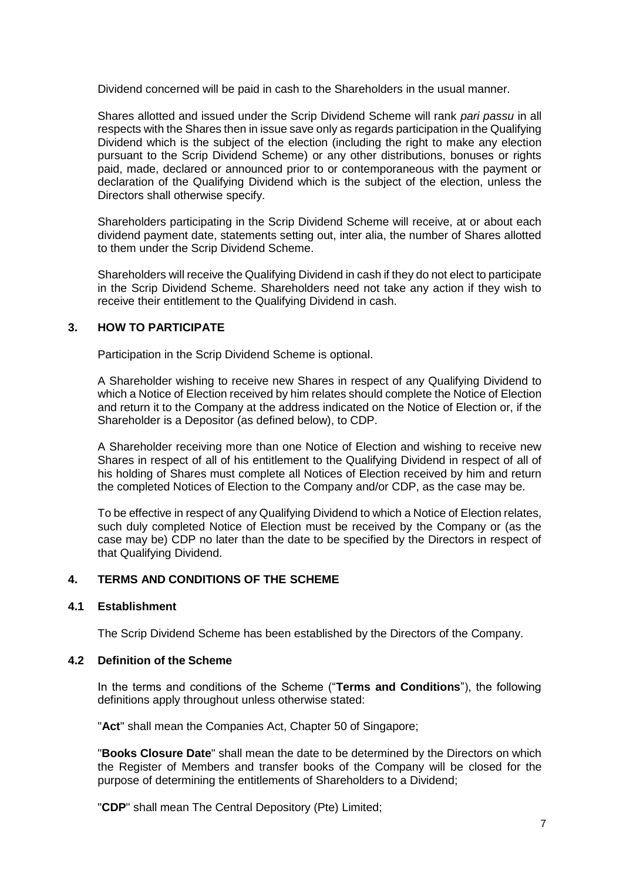Dividend concerned will be paid in cash to the Shareholders in the usual manner.

Shares allotted and issued under the Scrip Dividend Scheme will rank *pari passu* in all respects with the Shares then in issue save only as regards participation in the Qualifying Dividend which is the subject of the election (including the right to make any election pursuant to the Scrip Dividend Scheme) or any other distributions, bonuses or rights paid, made, declared or announced prior to or contemporaneous with the payment or declaration of the Qualifying Dividend which is the subject of the election, unless the Directors shall otherwise specify.

Shareholders participating in the Scrip Dividend Scheme will receive, at or about each dividend payment date, statements setting out, inter alia, the number of Shares allotted to them under the Scrip Dividend Scheme.

Shareholders will receive the Qualifying Dividend in cash if they do not elect to participate in the Scrip Dividend Scheme. Shareholders need not take any action if they wish to receive their entitlement to the Qualifying Dividend in cash.

## 3. HOW TO PARTICIPATE

Participation in the Scrip Dividend Scheme is optional.

A Shareholder wishing to receive new Shares in respect of any Qualifying Dividend to which a Notice of Election received by him relates should complete the Notice of Election and return it to the Company at the address indicated on the Notice of Election or, if the Shareholder is a Depositor (as defined below), to CDP.

A Shareholder receiving more than one Notice of Election and wishing to receive new Shares in respect of all of his entitlement to the Qualifying Dividend in respect of all of his holding of Shares must complete all Notices of Election received by him and return the completed Notices of Election to the Company and/or CDP, as the case may be.

To be effective in respect of any Qualifying Dividend to which a Notice of Election relates, such duly completed Notice of Election must be received by the Company or (as the case may be) CDP no later than the date to be specified by the Directors in respect of that Qualifying Dividend.

## 4. TERMS AND CONDITIONS OF THE SCHEME

### 4.1 Establishment

The Scrip Dividend Scheme has been established by the Directors of the Company.

### 4.2 Definition of the Scheme

In the terms and conditions of the Scheme ("**Terms and Conditions**"), the following definitions apply throughout unless otherwise stated:

"**Act**" shall mean the Companies Act, Chapter 50 of Singapore;

"**Books Closure Date**" shall mean the date to be determined by the Directors on which the Register of Members and transfer books of the Company will be closed for the purpose of determining the entitlements of Shareholders to a Dividend;

"**CDP**" shall mean The Central Depository (Pte) Limited;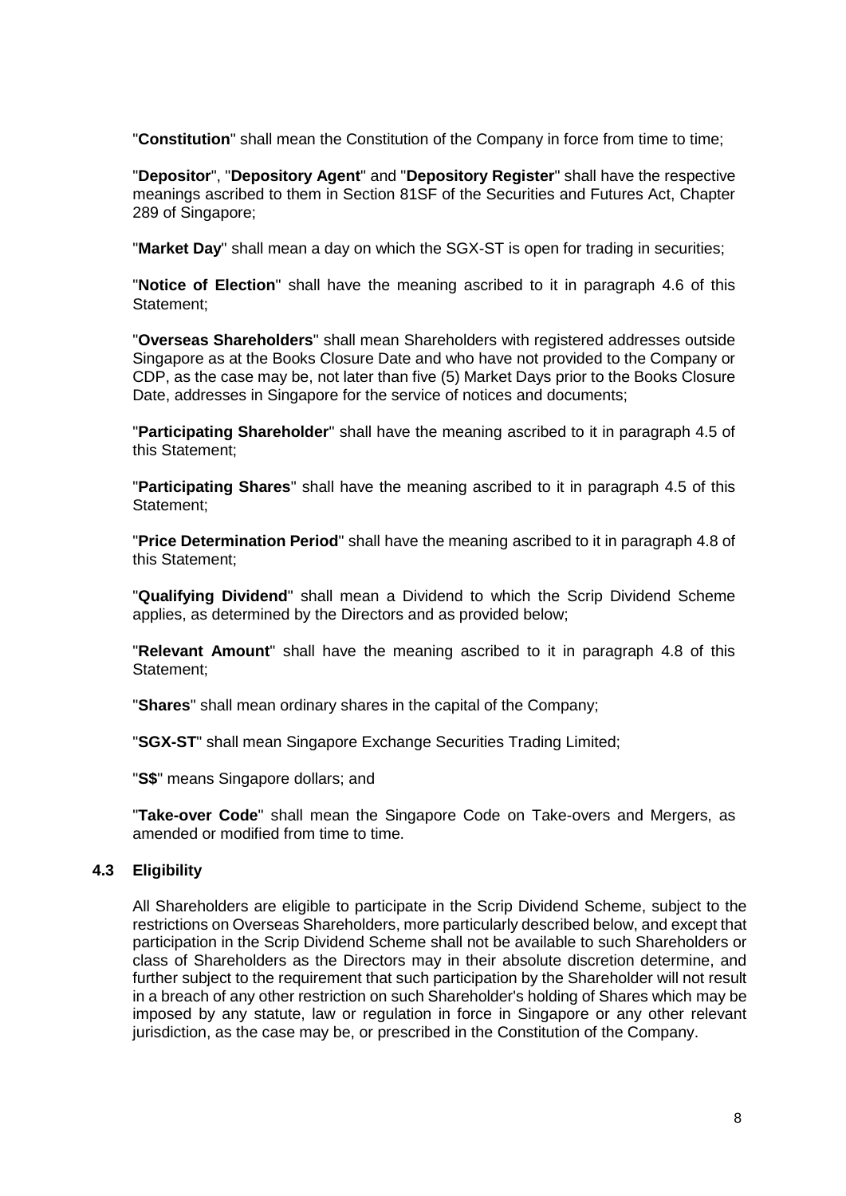"**Constitution**" shall mean the Constitution of the Company in force from time to time;

"**Depositor**", "**Depository Agent**" and "**Depository Register**" shall have the respective meanings ascribed to them in Section 81SF of the Securities and Futures Act, Chapter 289 of Singapore;

"**Market Day**" shall mean a day on which the SGX-ST is open for trading in securities;

"**Notice of Election**" shall have the meaning ascribed to it in paragraph 4.6 of this Statement;

"**Overseas Shareholders**" shall mean Shareholders with registered addresses outside Singapore as at the Books Closure Date and who have not provided to the Company or CDP, as the case may be, not later than five (5) Market Days prior to the Books Closure Date, addresses in Singapore for the service of notices and documents;

"**Participating Shareholder**" shall have the meaning ascribed to it in paragraph 4.5 of this Statement;

"**Participating Shares**" shall have the meaning ascribed to it in paragraph 4.5 of this Statement;

"**Price Determination Period**" shall have the meaning ascribed to it in paragraph 4.8 of this Statement;

"**Qualifying Dividend**" shall mean a Dividend to which the Scrip Dividend Scheme applies, as determined by the Directors and as provided below;

"**Relevant Amount**" shall have the meaning ascribed to it in paragraph 4.8 of this Statement;

"**Shares**" shall mean ordinary shares in the capital of the Company;

"**SGX-ST**" shall mean Singapore Exchange Securities Trading Limited;

"**S$**" means Singapore dollars; and

"**Take-over Code**" shall mean the Singapore Code on Take-overs and Mergers, as amended or modified from time to time.

### 4.3 Eligibility

All Shareholders are eligible to participate in the Scrip Dividend Scheme, subject to the restrictions on Overseas Shareholders, more particularly described below, and except that participation in the Scrip Dividend Scheme shall not be available to such Shareholders or class of Shareholders as the Directors may in their absolute discretion determine, and further subject to the requirement that such participation by the Shareholder will not result in a breach of any other restriction on such Shareholder's holding of Shares which may be imposed by any statute, law or regulation in force in Singapore or any other relevant jurisdiction, as the case may be, or prescribed in the Constitution of the Company.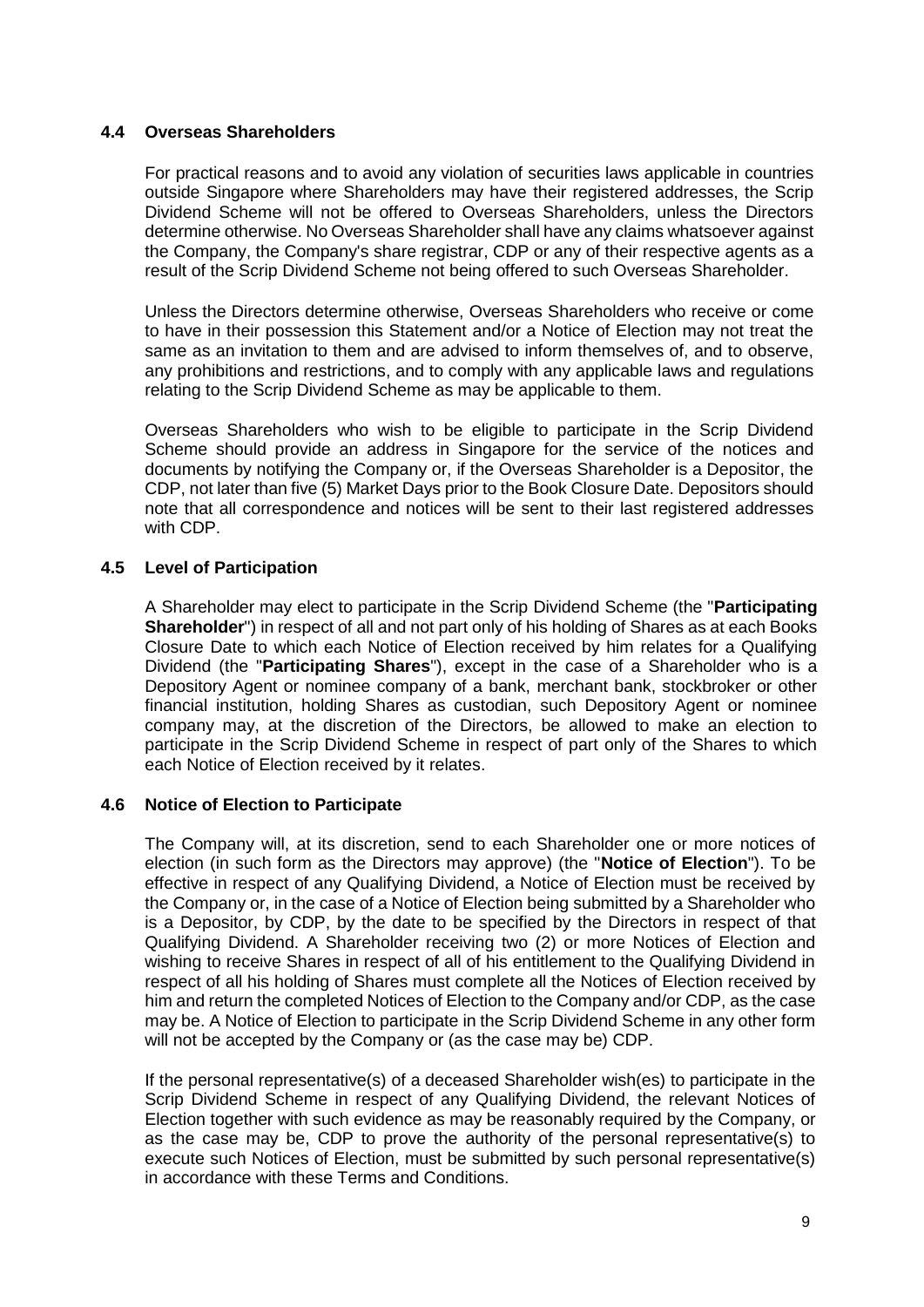### 4.4 Overseas Shareholders

For practical reasons and to avoid any violation of securities laws applicable in countries outside Singapore where Shareholders may have their registered addresses, the Scrip Dividend Scheme will not be offered to Overseas Shareholders, unless the Directors determine otherwise. No Overseas Shareholder shall have any claims whatsoever against the Company, the Company's share registrar, CDP or any of their respective agents as a result of the Scrip Dividend Scheme not being offered to such Overseas Shareholder.

Unless the Directors determine otherwise, Overseas Shareholders who receive or come to have in their possession this Statement and/or a Notice of Election may not treat the same as an invitation to them and are advised to inform themselves of, and to observe, any prohibitions and restrictions, and to comply with any applicable laws and regulations relating to the Scrip Dividend Scheme as may be applicable to them.

Overseas Shareholders who wish to be eligible to participate in the Scrip Dividend Scheme should provide an address in Singapore for the service of the notices and documents by notifying the Company or, if the Overseas Shareholder is a Depositor, the CDP, not later than five (5) Market Days prior to the Book Closure Date. Depositors should note that all correspondence and notices will be sent to their last registered addresses with CDP.

### 4.5 Level of Participation

A Shareholder may elect to participate in the Scrip Dividend Scheme (the "**Participating Shareholder**") in respect of all and not part only of his holding of Shares as at each Books Closure Date to which each Notice of Election received by him relates for a Qualifying Dividend (the "**Participating Shares**"), except in the case of a Shareholder who is a Depository Agent or nominee company of a bank, merchant bank, stockbroker or other financial institution, holding Shares as custodian, such Depository Agent or nominee company may, at the discretion of the Directors, be allowed to make an election to participate in the Scrip Dividend Scheme in respect of part only of the Shares to which each Notice of Election received by it relates.

### 4.6 Notice of Election to Participate

The Company will, at its discretion, send to each Shareholder one or more notices of election (in such form as the Directors may approve) (the "**Notice of Election**"). To be effective in respect of any Qualifying Dividend, a Notice of Election must be received by the Company or, in the case of a Notice of Election being submitted by a Shareholder who is a Depositor, by CDP, by the date to be specified by the Directors in respect of that Qualifying Dividend. A Shareholder receiving two (2) or more Notices of Election and wishing to receive Shares in respect of all of his entitlement to the Qualifying Dividend in respect of all his holding of Shares must complete all the Notices of Election received by him and return the completed Notices of Election to the Company and/or CDP, as the case may be. A Notice of Election to participate in the Scrip Dividend Scheme in any other form will not be accepted by the Company or (as the case may be) CDP.

If the personal representative(s) of a deceased Shareholder wish(es) to participate in the Scrip Dividend Scheme in respect of any Qualifying Dividend, the relevant Notices of Election together with such evidence as may be reasonably required by the Company, or as the case may be, CDP to prove the authority of the personal representative(s) to execute such Notices of Election, must be submitted by such personal representative(s) in accordance with these Terms and Conditions.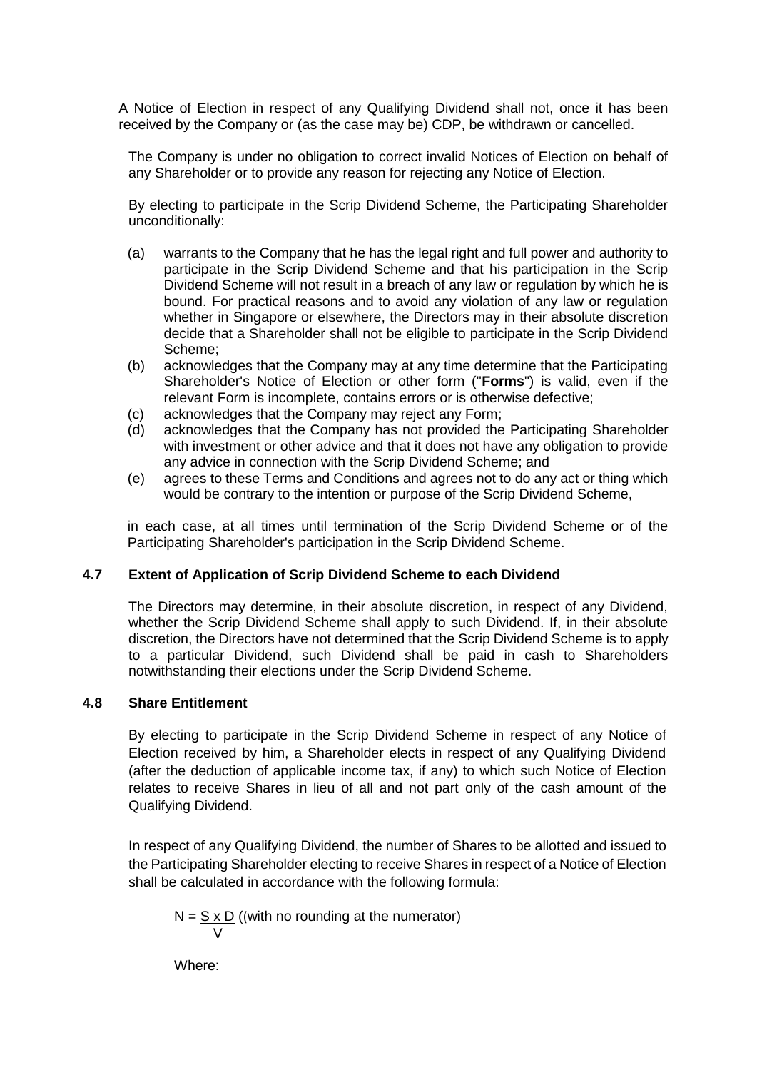A Notice of Election in respect of any Qualifying Dividend shall not, once it has been received by the Company or (as the case may be) CDP, be withdrawn or cancelled.

The Company is under no obligation to correct invalid Notices of Election on behalf of any Shareholder or to provide any reason for rejecting any Notice of Election.

By electing to participate in the Scrip Dividend Scheme, the Participating Shareholder unconditionally:

(a) warrants to the Company that he has the legal right and full power and authority to participate in the Scrip Dividend Scheme and that his participation in the Scrip Dividend Scheme will not result in a breach of any law or regulation by which he is bound. For practical reasons and to avoid any violation of any law or regulation whether in Singapore or elsewhere, the Directors may in their absolute discretion decide that a Shareholder shall not be eligible to participate in the Scrip Dividend Scheme;

(b) acknowledges that the Company may at any time determine that the Participating Shareholder's Notice of Election or other form ("**Forms**") is valid, even if the relevant Form is incomplete, contains errors or is otherwise defective;

(c) acknowledges that the Company may reject any Form;

(d) acknowledges that the Company has not provided the Participating Shareholder with investment or other advice and that it does not have any obligation to provide any advice in connection with the Scrip Dividend Scheme; and

(e) agrees to these Terms and Conditions and agrees not to do any act or thing which would be contrary to the intention or purpose of the Scrip Dividend Scheme,

in each case, at all times until termination of the Scrip Dividend Scheme or of the Participating Shareholder's participation in the Scrip Dividend Scheme.

### 4.7 Extent of Application of Scrip Dividend Scheme to each Dividend

The Directors may determine, in their absolute discretion, in respect of any Dividend, whether the Scrip Dividend Scheme shall apply to such Dividend. If, in their absolute discretion, the Directors have not determined that the Scrip Dividend Scheme is to apply to a particular Dividend, such Dividend shall be paid in cash to Shareholders notwithstanding their elections under the Scrip Dividend Scheme.

### 4.8 Share Entitlement

By electing to participate in the Scrip Dividend Scheme in respect of any Notice of Election received by him, a Shareholder elects in respect of any Qualifying Dividend (after the deduction of applicable income tax, if any) to which such Notice of Election relates to receive Shares in lieu of all and not part only of the cash amount of the Qualifying Dividend.

In respect of any Qualifying Dividend, the number of Shares to be allotted and issued to the Participating Shareholder electing to receive Shares in respect of a Notice of Election shall be calculated in accordance with the following formula:

$$N = \frac{S \times D}{V}$$ ((with no rounding at the numerator)

Where: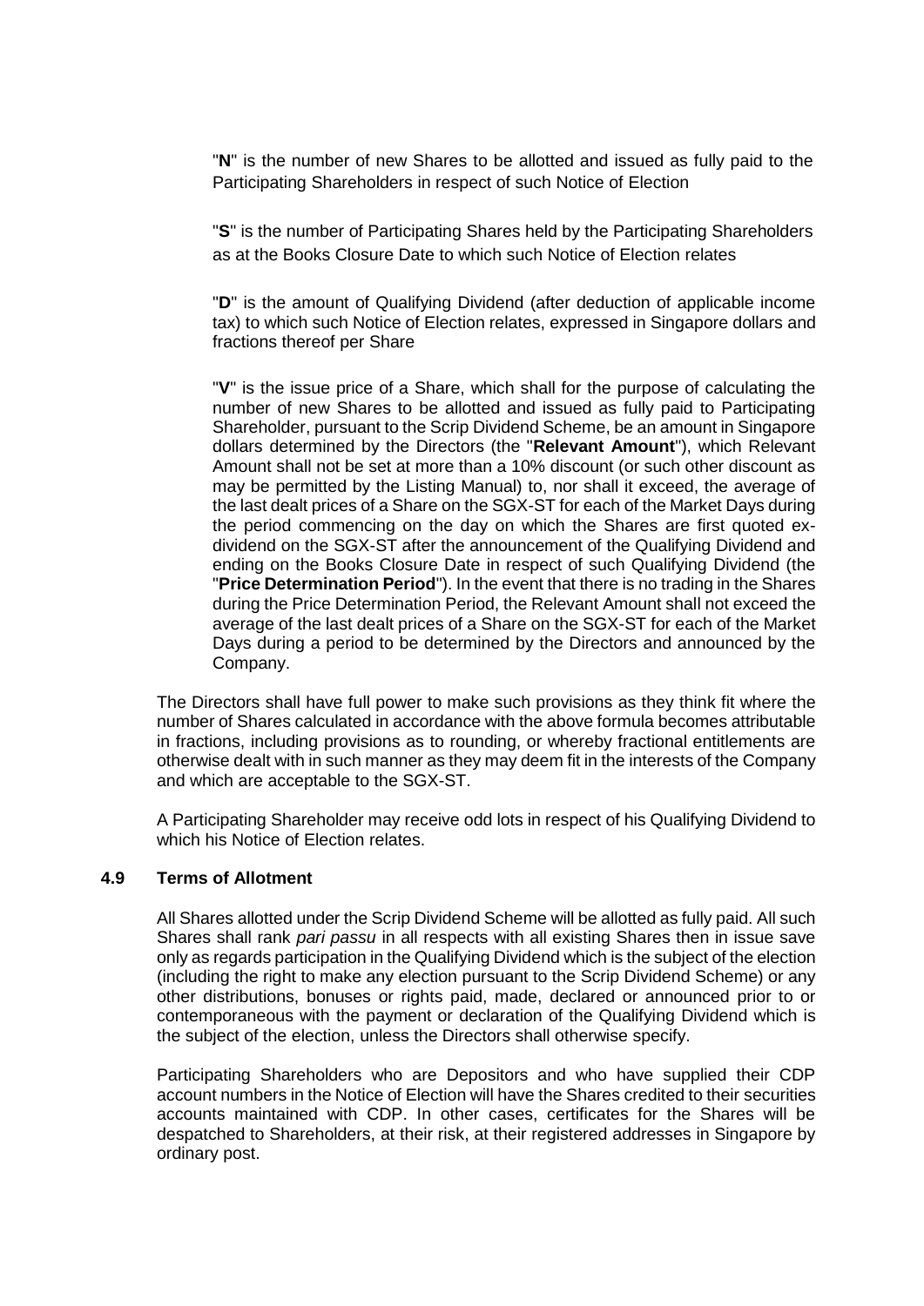"**N**" is the number of new Shares to be allotted and issued as fully paid to the Participating Shareholders in respect of such Notice of Election

"**S**" is the number of Participating Shares held by the Participating Shareholders as at the Books Closure Date to which such Notice of Election relates

"**D**" is the amount of Qualifying Dividend (after deduction of applicable income tax) to which such Notice of Election relates, expressed in Singapore dollars and fractions thereof per Share

"**V**" is the issue price of a Share, which shall for the purpose of calculating the number of new Shares to be allotted and issued as fully paid to Participating Shareholder, pursuant to the Scrip Dividend Scheme, be an amount in Singapore dollars determined by the Directors (the "**Relevant Amount**"), which Relevant Amount shall not be set at more than a 10% discount (or such other discount as may be permitted by the Listing Manual) to, nor shall it exceed, the average of the last dealt prices of a Share on the SGX-ST for each of the Market Days during the period commencing on the day on which the Shares are first quoted ex-dividend on the SGX-ST after the announcement of the Qualifying Dividend and ending on the Books Closure Date in respect of such Qualifying Dividend (the "**Price Determination Period**"). In the event that there is no trading in the Shares during the Price Determination Period, the Relevant Amount shall not exceed the average of the last dealt prices of a Share on the SGX-ST for each of the Market Days during a period to be determined by the Directors and announced by the Company.

The Directors shall have full power to make such provisions as they think fit where the number of Shares calculated in accordance with the above formula becomes attributable in fractions, including provisions as to rounding, or whereby fractional entitlements are otherwise dealt with in such manner as they may deem fit in the interests of the Company and which are acceptable to the SGX-ST.

A Participating Shareholder may receive odd lots in respect of his Qualifying Dividend to which his Notice of Election relates.

### 4.9 Terms of Allotment

All Shares allotted under the Scrip Dividend Scheme will be allotted as fully paid. All such Shares shall rank *pari passu* in all respects with all existing Shares then in issue save only as regards participation in the Qualifying Dividend which is the subject of the election (including the right to make any election pursuant to the Scrip Dividend Scheme) or any other distributions, bonuses or rights paid, made, declared or announced prior to or contemporaneous with the payment or declaration of the Qualifying Dividend which is the subject of the election, unless the Directors shall otherwise specify.

Participating Shareholders who are Depositors and who have supplied their CDP account numbers in the Notice of Election will have the Shares credited to their securities accounts maintained with CDP. In other cases, certificates for the Shares will be despatched to Shareholders, at their risk, at their registered addresses in Singapore by ordinary post.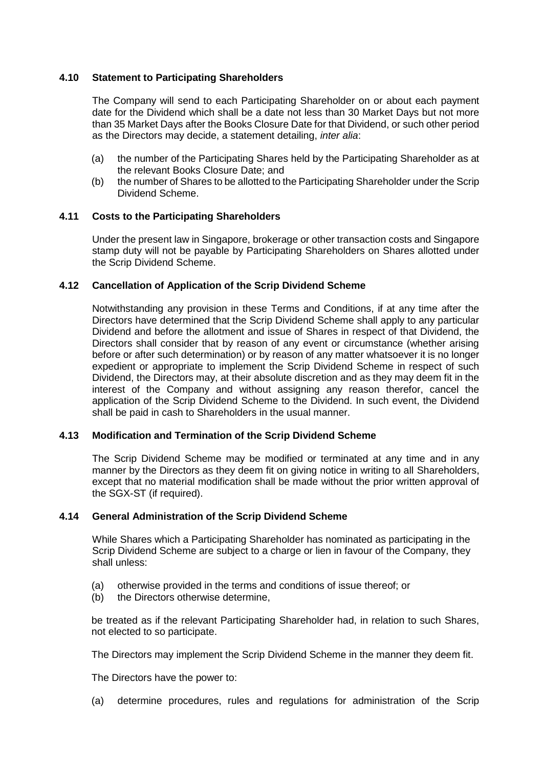### 4.10 Statement to Participating Shareholders

The Company will send to each Participating Shareholder on or about each payment date for the Dividend which shall be a date not less than 30 Market Days but not more than 35 Market Days after the Books Closure Date for that Dividend, or such other period as the Directors may decide, a statement detailing, *inter alia*:

(a) the number of the Participating Shares held by the Participating Shareholder as at the relevant Books Closure Date; and

(b) the number of Shares to be allotted to the Participating Shareholder under the Scrip Dividend Scheme.

### 4.11 Costs to the Participating Shareholders

Under the present law in Singapore, brokerage or other transaction costs and Singapore stamp duty will not be payable by Participating Shareholders on Shares allotted under the Scrip Dividend Scheme.

### 4.12 Cancellation of Application of the Scrip Dividend Scheme

Notwithstanding any provision in these Terms and Conditions, if at any time after the Directors have determined that the Scrip Dividend Scheme shall apply to any particular Dividend and before the allotment and issue of Shares in respect of that Dividend, the Directors shall consider that by reason of any event or circumstance (whether arising before or after such determination) or by reason of any matter whatsoever it is no longer expedient or appropriate to implement the Scrip Dividend Scheme in respect of such Dividend, the Directors may, at their absolute discretion and as they may deem fit in the interest of the Company and without assigning any reason therefor, cancel the application of the Scrip Dividend Scheme to the Dividend. In such event, the Dividend shall be paid in cash to Shareholders in the usual manner.

### 4.13 Modification and Termination of the Scrip Dividend Scheme

The Scrip Dividend Scheme may be modified or terminated at any time and in any manner by the Directors as they deem fit on giving notice in writing to all Shareholders, except that no material modification shall be made without the prior written approval of the SGX-ST (if required).

### 4.14 General Administration of the Scrip Dividend Scheme

While Shares which a Participating Shareholder has nominated as participating in the Scrip Dividend Scheme are subject to a charge or lien in favour of the Company, they shall unless:

(a) otherwise provided in the terms and conditions of issue thereof; or

(b) the Directors otherwise determine,

be treated as if the relevant Participating Shareholder had, in relation to such Shares, not elected to so participate.

The Directors may implement the Scrip Dividend Scheme in the manner they deem fit.

The Directors have the power to:

(a) determine procedures, rules and regulations for administration of the Scrip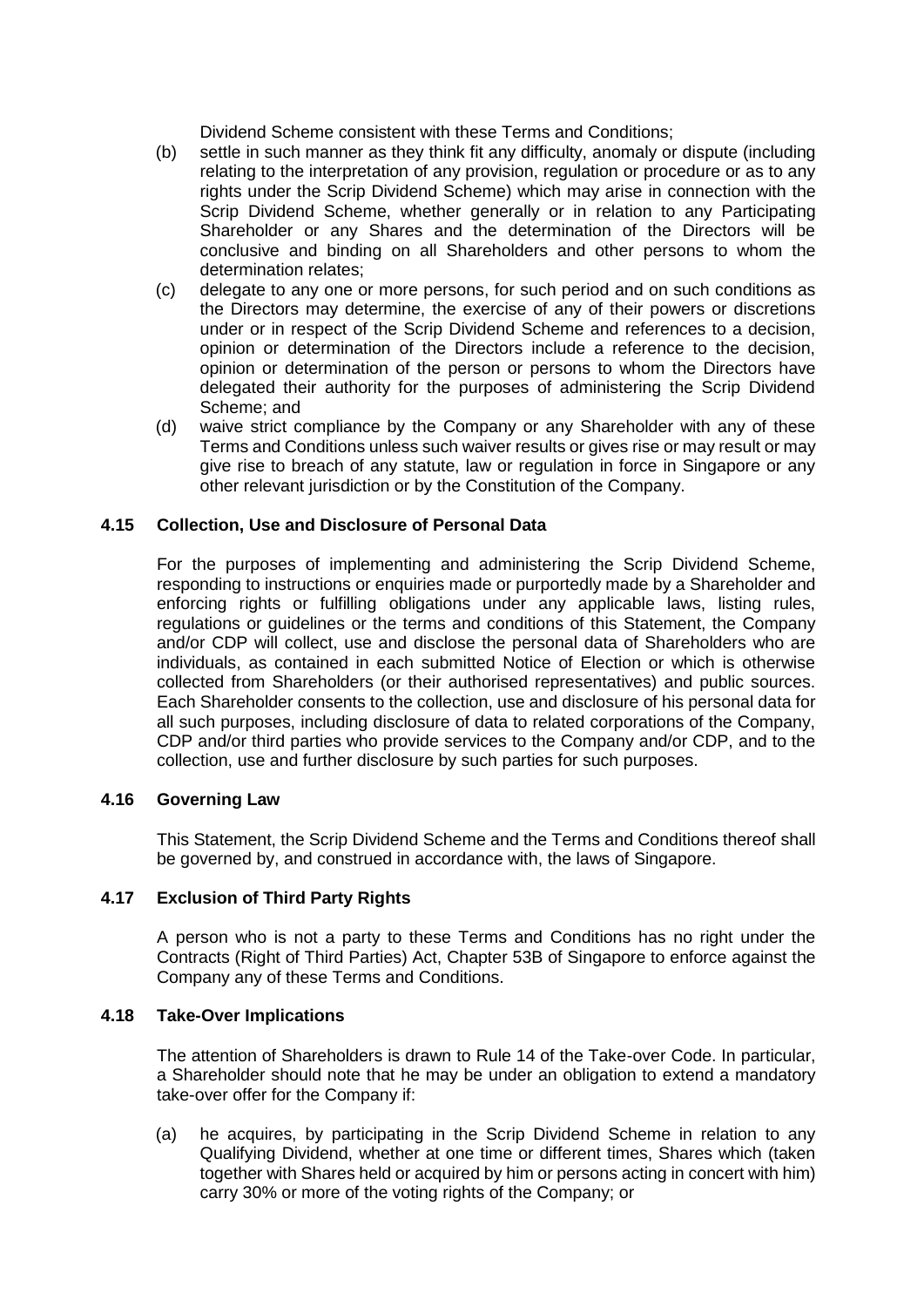Dividend Scheme consistent with these Terms and Conditions;

(b) settle in such manner as they think fit any difficulty, anomaly or dispute (including relating to the interpretation of any provision, regulation or procedure or as to any rights under the Scrip Dividend Scheme) which may arise in connection with the Scrip Dividend Scheme, whether generally or in relation to any Participating Shareholder or any Shares and the determination of the Directors will be conclusive and binding on all Shareholders and other persons to whom the determination relates;

(c) delegate to any one or more persons, for such period and on such conditions as the Directors may determine, the exercise of any of their powers or discretions under or in respect of the Scrip Dividend Scheme and references to a decision, opinion or determination of the Directors include a reference to the decision, opinion or determination of the person or persons to whom the Directors have delegated their authority for the purposes of administering the Scrip Dividend Scheme; and

(d) waive strict compliance by the Company or any Shareholder with any of these Terms and Conditions unless such waiver results or gives rise or may result or may give rise to breach of any statute, law or regulation in force in Singapore or any other relevant jurisdiction or by the Constitution of the Company.

### 4.15 Collection, Use and Disclosure of Personal Data

For the purposes of implementing and administering the Scrip Dividend Scheme, responding to instructions or enquiries made or purportedly made by a Shareholder and enforcing rights or fulfilling obligations under any applicable laws, listing rules, regulations or guidelines or the terms and conditions of this Statement, the Company and/or CDP will collect, use and disclose the personal data of Shareholders who are individuals, as contained in each submitted Notice of Election or which is otherwise collected from Shareholders (or their authorised representatives) and public sources. Each Shareholder consents to the collection, use and disclosure of his personal data for all such purposes, including disclosure of data to related corporations of the Company, CDP and/or third parties who provide services to the Company and/or CDP, and to the collection, use and further disclosure by such parties for such purposes.

### 4.16 Governing Law

This Statement, the Scrip Dividend Scheme and the Terms and Conditions thereof shall be governed by, and construed in accordance with, the laws of Singapore.

### 4.17 Exclusion of Third Party Rights

A person who is not a party to these Terms and Conditions has no right under the Contracts (Right of Third Parties) Act, Chapter 53B of Singapore to enforce against the Company any of these Terms and Conditions.

### 4.18 Take-Over Implications

The attention of Shareholders is drawn to Rule 14 of the Take-over Code. In particular, a Shareholder should note that he may be under an obligation to extend a mandatory take-over offer for the Company if:

(a) he acquires, by participating in the Scrip Dividend Scheme in relation to any Qualifying Dividend, whether at one time or different times, Shares which (taken together with Shares held or acquired by him or persons acting in concert with him) carry 30% or more of the voting rights of the Company; or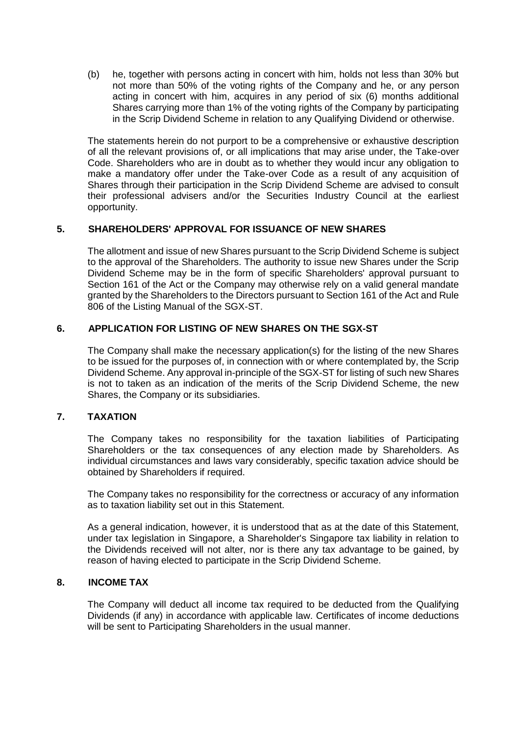(b) he, together with persons acting in concert with him, holds not less than 30% but not more than 50% of the voting rights of the Company and he, or any person acting in concert with him, acquires in any period of six (6) months additional Shares carrying more than 1% of the voting rights of the Company by participating in the Scrip Dividend Scheme in relation to any Qualifying Dividend or otherwise.

The statements herein do not purport to be a comprehensive or exhaustive description of all the relevant provisions of, or all implications that may arise under, the Take-over Code. Shareholders who are in doubt as to whether they would incur any obligation to make a mandatory offer under the Take-over Code as a result of any acquisition of Shares through their participation in the Scrip Dividend Scheme are advised to consult their professional advisers and/or the Securities Industry Council at the earliest opportunity.

## 5. SHAREHOLDERS' APPROVAL FOR ISSUANCE OF NEW SHARES

The allotment and issue of new Shares pursuant to the Scrip Dividend Scheme is subject to the approval of the Shareholders. The authority to issue new Shares under the Scrip Dividend Scheme may be in the form of specific Shareholders' approval pursuant to Section 161 of the Act or the Company may otherwise rely on a valid general mandate granted by the Shareholders to the Directors pursuant to Section 161 of the Act and Rule 806 of the Listing Manual of the SGX-ST.

## 6. APPLICATION FOR LISTING OF NEW SHARES ON THE SGX-ST

The Company shall make the necessary application(s) for the listing of the new Shares to be issued for the purposes of, in connection with or where contemplated by, the Scrip Dividend Scheme. Any approval in-principle of the SGX-ST for listing of such new Shares is not to taken as an indication of the merits of the Scrip Dividend Scheme, the new Shares, the Company or its subsidiaries.

## 7. TAXATION

The Company takes no responsibility for the taxation liabilities of Participating Shareholders or the tax consequences of any election made by Shareholders. As individual circumstances and laws vary considerably, specific taxation advice should be obtained by Shareholders if required.

The Company takes no responsibility for the correctness or accuracy of any information as to taxation liability set out in this Statement.

As a general indication, however, it is understood that as at the date of this Statement, under tax legislation in Singapore, a Shareholder's Singapore tax liability in relation to the Dividends received will not alter, nor is there any tax advantage to be gained, by reason of having elected to participate in the Scrip Dividend Scheme.

## 8. INCOME TAX

The Company will deduct all income tax required to be deducted from the Qualifying Dividends (if any) in accordance with applicable law. Certificates of income deductions will be sent to Participating Shareholders in the usual manner.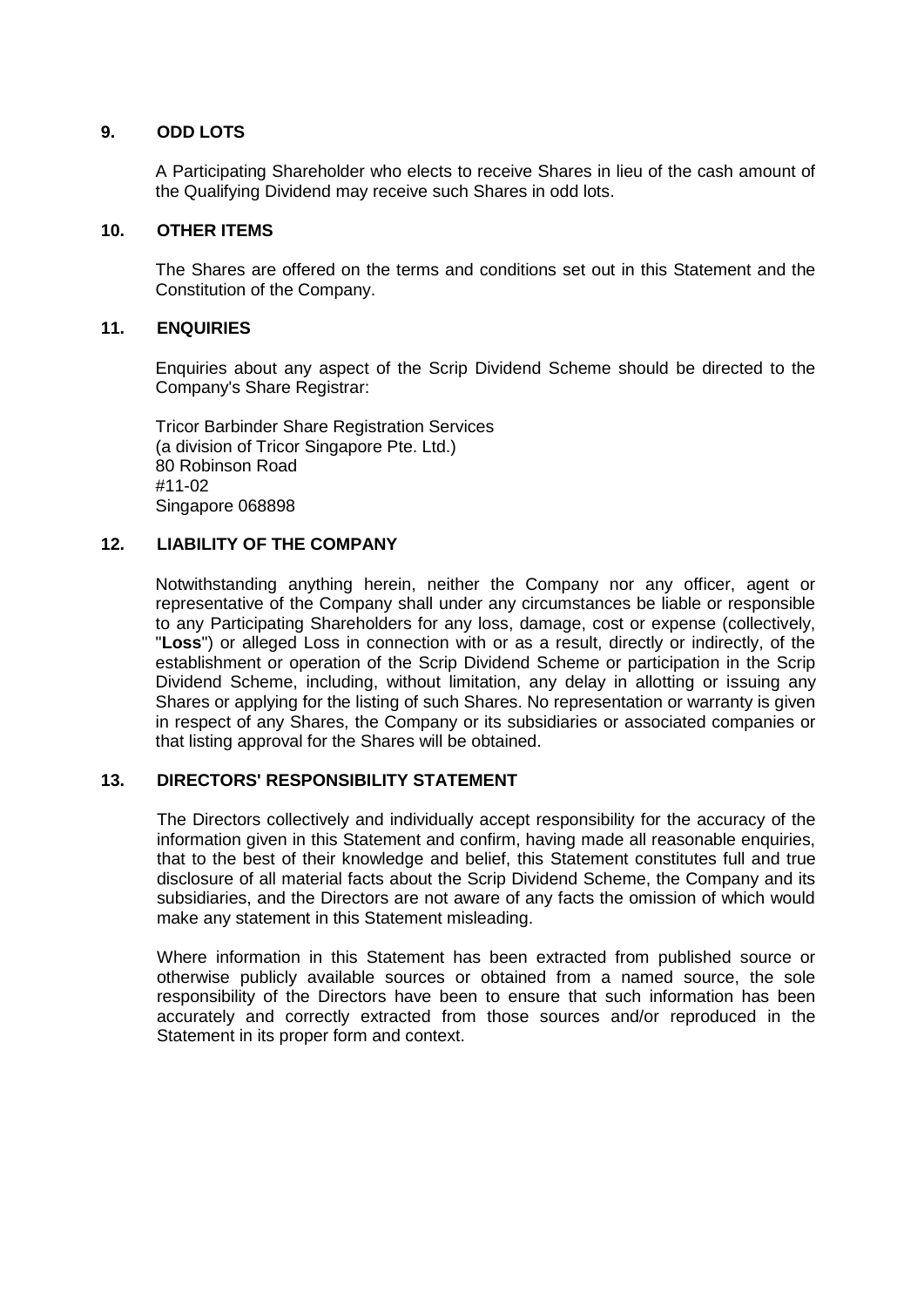## 9. ODD LOTS

A Participating Shareholder who elects to receive Shares in lieu of the cash amount of the Qualifying Dividend may receive such Shares in odd lots.

## 10. OTHER ITEMS

The Shares are offered on the terms and conditions set out in this Statement and the Constitution of the Company.

## 11. ENQUIRIES

Enquiries about any aspect of the Scrip Dividend Scheme should be directed to the Company's Share Registrar:

Tricor Barbinder Share Registration Services
(a division of Tricor Singapore Pte. Ltd.)
80 Robinson Road
#11-02
Singapore 068898

## 12. LIABILITY OF THE COMPANY

Notwithstanding anything herein, neither the Company nor any officer, agent or representative of the Company shall under any circumstances be liable or responsible to any Participating Shareholders for any loss, damage, cost or expense (collectively, "**Loss**") or alleged Loss in connection with or as a result, directly or indirectly, of the establishment or operation of the Scrip Dividend Scheme or participation in the Scrip Dividend Scheme, including, without limitation, any delay in allotting or issuing any Shares or applying for the listing of such Shares. No representation or warranty is given in respect of any Shares, the Company or its subsidiaries or associated companies or that listing approval for the Shares will be obtained.

## 13. DIRECTORS' RESPONSIBILITY STATEMENT

The Directors collectively and individually accept responsibility for the accuracy of the information given in this Statement and confirm, having made all reasonable enquiries, that to the best of their knowledge and belief, this Statement constitutes full and true disclosure of all material facts about the Scrip Dividend Scheme, the Company and its subsidiaries, and the Directors are not aware of any facts the omission of which would make any statement in this Statement misleading.

Where information in this Statement has been extracted from published source or otherwise publicly available sources or obtained from a named source, the sole responsibility of the Directors have been to ensure that such information has been accurately and correctly extracted from those sources and/or reproduced in the Statement in its proper form and context.